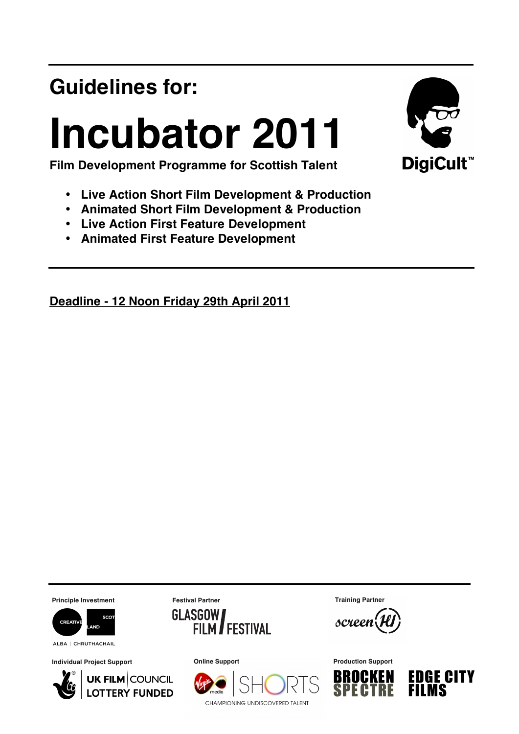## Guidelines for:

# Incubator 2011

**Film Development Programme for Scottish Talent**

DigiCult™

- **Live Action Short Film Development & Production**
- **Animated Short Film Development & Production**
- **Live Action First Feature Development**
- **Animated First Feature Development**

**Deadline - 12 Noon Friday 29th April 2011**

**Principle Investment**

CREATIVE SCOTLAND
ALBA | CHRUTHACHAIL

**Festival Partner**

GLASGOW FILM FESTIVAL

**Training Partner**

screen HI

**Individual Project Support**

UK FILM COUNCIL LOTTERY FUNDED

**Online Support**

Virgin media SHORTS
CHAMPIONING UNDISCOVERED TALENT

**Production Support**

BROCKEN SPECTRE

EDGE CITY FILMS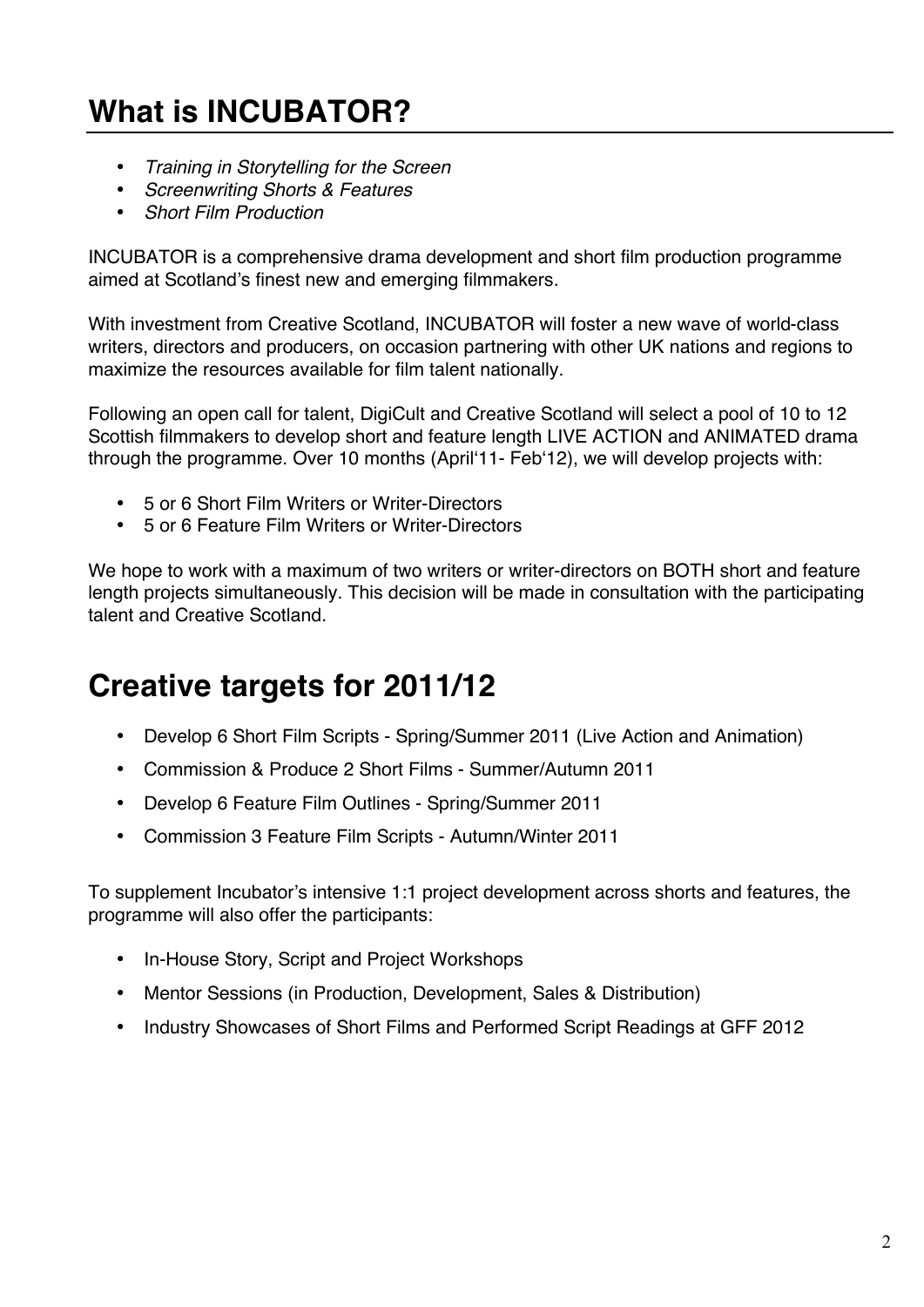# What is INCUBATOR?

- *Training in Storytelling for the Screen*
- *Screenwriting Shorts & Features*
- *Short Film Production*

INCUBATOR is a comprehensive drama development and short film production programme aimed at Scotland's finest new and emerging filmmakers.

With investment from Creative Scotland, INCUBATOR will foster a new wave of world-class writers, directors and producers, on occasion partnering with other UK nations and regions to maximize the resources available for film talent nationally.

Following an open call for talent, DigiCult and Creative Scotland will select a pool of 10 to 12 Scottish filmmakers to develop short and feature length LIVE ACTION and ANIMATED drama through the programme. Over 10 months (April'11- Feb'12), we will develop projects with:

- 5 or 6 Short Film Writers or Writer-Directors
- 5 or 6 Feature Film Writers or Writer-Directors

We hope to work with a maximum of two writers or writer-directors on BOTH short and feature length projects simultaneously. This decision will be made in consultation with the participating talent and Creative Scotland.

# Creative targets for 2011/12

- Develop 6 Short Film Scripts - Spring/Summer 2011 (Live Action and Animation)
- Commission & Produce 2 Short Films - Summer/Autumn 2011
- Develop 6 Feature Film Outlines - Spring/Summer 2011
- Commission 3 Feature Film Scripts - Autumn/Winter 2011

To supplement Incubator's intensive 1:1 project development across shorts and features, the programme will also offer the participants:

- In-House Story, Script and Project Workshops
- Mentor Sessions (in Production, Development, Sales & Distribution)
- Industry Showcases of Short Films and Performed Script Readings at GFF 2012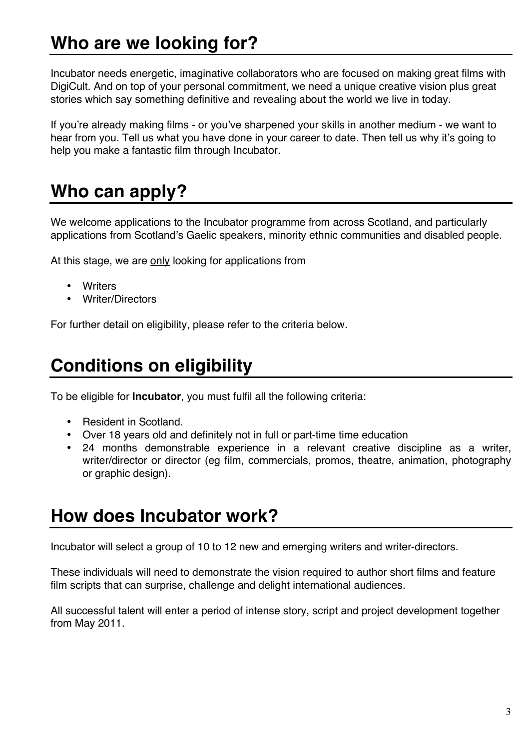# Who are we looking for?

Incubator needs energetic, imaginative collaborators who are focused on making great films with DigiCult. And on top of your personal commitment, we need a unique creative vision plus great stories which say something definitive and revealing about the world we live in today.

If you're already making films - or you've sharpened your skills in another medium - we want to hear from you. Tell us what you have done in your career to date. Then tell us why it's going to help you make a fantastic film through Incubator.

# Who can apply?

We welcome applications to the Incubator programme from across Scotland, and particularly applications from Scotland's Gaelic speakers, minority ethnic communities and disabled people.

At this stage, we are <u>only</u> looking for applications from

- Writers
- Writer/Directors

For further detail on eligibility, please refer to the criteria below.

# Conditions on eligibility

To be eligible for **Incubator**, you must fulfil all the following criteria:

- Resident in Scotland.
- Over 18 years old and definitely not in full or part-time time education
- 24 months demonstrable experience in a relevant creative discipline as a writer, writer/director or director (eg film, commercials, promos, theatre, animation, photography or graphic design).

# How does Incubator work?

Incubator will select a group of 10 to 12 new and emerging writers and writer-directors.

These individuals will need to demonstrate the vision required to author short films and feature film scripts that can surprise, challenge and delight international audiences.

All successful talent will enter a period of intense story, script and project development together from May 2011.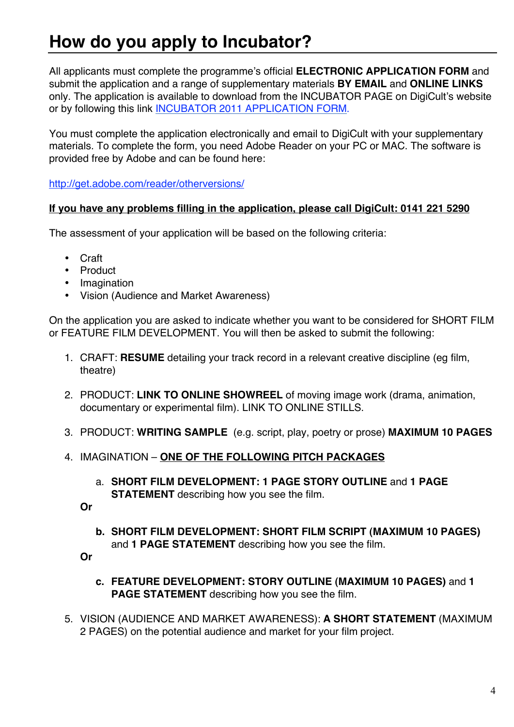# How do you apply to Incubator?

All applicants must complete the programme's official **ELECTRONIC APPLICATION FORM** and submit the application and a range of supplementary materials **BY EMAIL** and **ONLINE LINKS** only. The application is available to download from the INCUBATOR PAGE on DigiCult's website or by following this link [INCUBATOR 2011 APPLICATION FORM.]()

You must complete the application electronically and email to DigiCult with your supplementary materials. To complete the form, you need Adobe Reader on your PC or MAC. The software is provided free by Adobe and can be found here:

http://get.adobe.com/reader/otherversions/

**If you have any problems filling in the application, please call DigiCult: 0141 221 5290**

The assessment of your application will be based on the following criteria:

- Craft
- Product
- Imagination
- Vision (Audience and Market Awareness)

On the application you are asked to indicate whether you want to be considered for SHORT FILM or FEATURE FILM DEVELOPMENT. You will then be asked to submit the following:

1. CRAFT: **RESUME** detailing your track record in a relevant creative discipline (eg film, theatre)

2. PRODUCT: **LINK TO ONLINE SHOWREEL** of moving image work (drama, animation, documentary or experimental film). LINK TO ONLINE STILLS.

3. PRODUCT: **WRITING SAMPLE** (e.g. script, play, poetry or prose) **MAXIMUM 10 PAGES**

4. IMAGINATION – **ONE OF THE FOLLOWING PITCH PACKAGES**

   a. **SHORT FILM DEVELOPMENT: 1 PAGE STORY OUTLINE** and **1 PAGE STATEMENT** describing how you see the film.

   **Or**

   b. **SHORT FILM DEVELOPMENT: SHORT FILM SCRIPT (MAXIMUM 10 PAGES)** and **1 PAGE STATEMENT** describing how you see the film.

   **Or**

   c. **FEATURE DEVELOPMENT: STORY OUTLINE (MAXIMUM 10 PAGES)** and **1 PAGE STATEMENT** describing how you see the film.

5. VISION (AUDIENCE AND MARKET AWARENESS): **A SHORT STATEMENT** (MAXIMUM 2 PAGES) on the potential audience and market for your film project.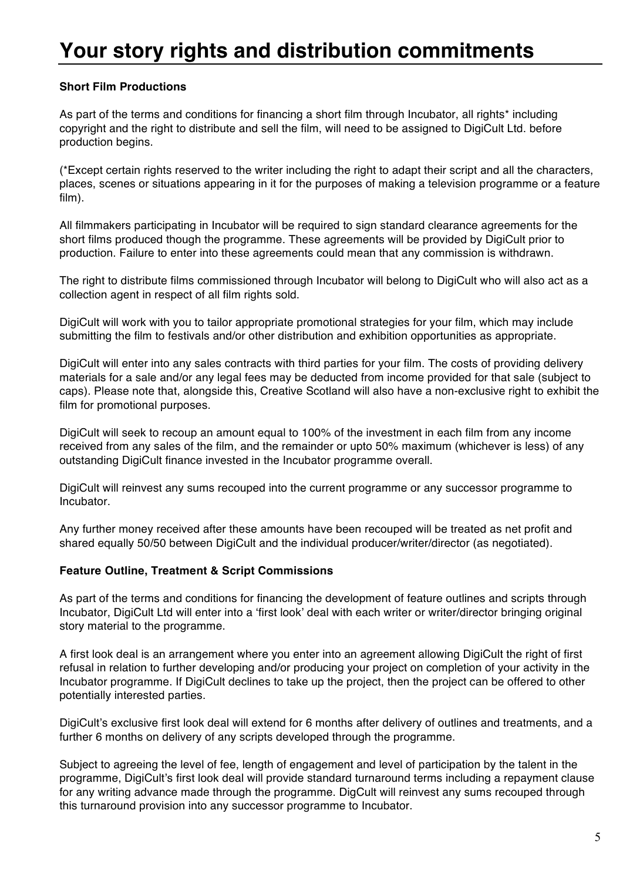# Your story rights and distribution commitments

**Short Film Productions**

As part of the terms and conditions for financing a short film through Incubator, all rights* including copyright and the right to distribute and sell the film, will need to be assigned to DigiCult Ltd. before production begins.

(*Except certain rights reserved to the writer including the right to adapt their script and all the characters, places, scenes or situations appearing in it for the purposes of making a television programme or a feature film).

All filmmakers participating in Incubator will be required to sign standard clearance agreements for the short films produced though the programme. These agreements will be provided by DigiCult prior to production. Failure to enter into these agreements could mean that any commission is withdrawn.

The right to distribute films commissioned through Incubator will belong to DigiCult who will also act as a collection agent in respect of all film rights sold.

DigiCult will work with you to tailor appropriate promotional strategies for your film, which may include submitting the film to festivals and/or other distribution and exhibition opportunities as appropriate.

DigiCult will enter into any sales contracts with third parties for your film. The costs of providing delivery materials for a sale and/or any legal fees may be deducted from income provided for that sale (subject to caps). Please note that, alongside this, Creative Scotland will also have a non-exclusive right to exhibit the film for promotional purposes.

DigiCult will seek to recoup an amount equal to 100% of the investment in each film from any income received from any sales of the film, and the remainder or upto 50% maximum (whichever is less) of any outstanding DigiCult finance invested in the Incubator programme overall.

DigiCult will reinvest any sums recouped into the current programme or any successor programme to Incubator.

Any further money received after these amounts have been recouped will be treated as net profit and shared equally 50/50 between DigiCult and the individual producer/writer/director (as negotiated).

**Feature Outline, Treatment & Script Commissions**

As part of the terms and conditions for financing the development of feature outlines and scripts through Incubator, DigiCult Ltd will enter into a 'first look' deal with each writer or writer/director bringing original story material to the programme.

A first look deal is an arrangement where you enter into an agreement allowing DigiCult the right of first refusal in relation to further developing and/or producing your project on completion of your activity in the Incubator programme. If DigiCult declines to take up the project, then the project can be offered to other potentially interested parties.

DigiCult's exclusive first look deal will extend for 6 months after delivery of outlines and treatments, and a further 6 months on delivery of any scripts developed through the programme.

Subject to agreeing the level of fee, length of engagement and level of participation by the talent in the programme, DigiCult's first look deal will provide standard turnaround terms including a repayment clause for any writing advance made through the programme. DigCult will reinvest any sums recouped through this turnaround provision into any successor programme to Incubator.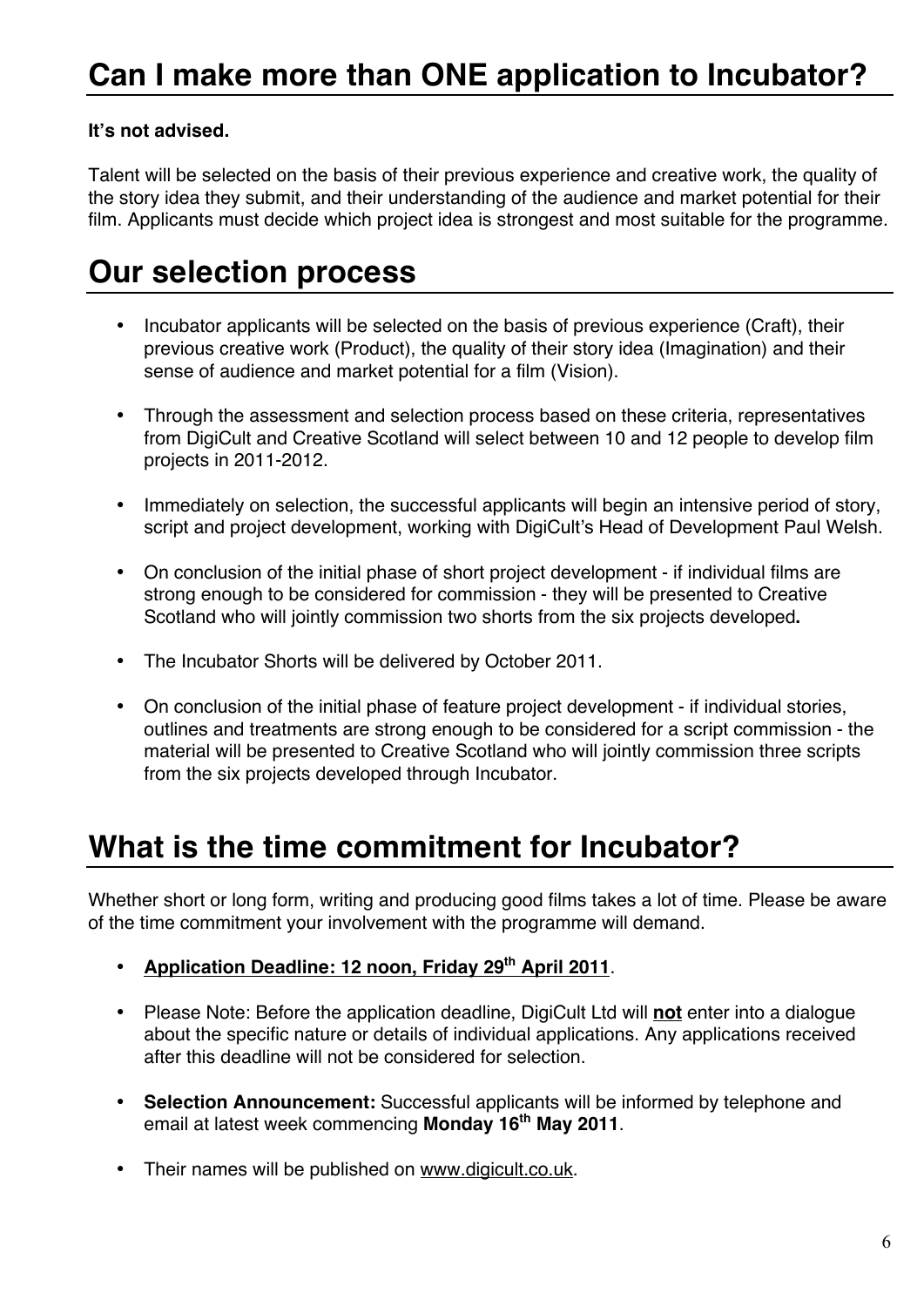## Can I make more than ONE application to Incubator?

**It's not advised.**

Talent will be selected on the basis of their previous experience and creative work, the quality of the story idea they submit, and their understanding of the audience and market potential for their film. Applicants must decide which project idea is strongest and most suitable for the programme.

## Our selection process

- Incubator applicants will be selected on the basis of previous experience (Craft), their previous creative work (Product), the quality of their story idea (Imagination) and their sense of audience and market potential for a film (Vision).
- Through the assessment and selection process based on these criteria, representatives from DigiCult and Creative Scotland will select between 10 and 12 people to develop film projects in 2011-2012.
- Immediately on selection, the successful applicants will begin an intensive period of story, script and project development, working with DigiCult's Head of Development Paul Welsh.
- On conclusion of the initial phase of short project development - if individual films are strong enough to be considered for commission - they will be presented to Creative Scotland who will jointly commission two shorts from the six projects developed**.**
- The Incubator Shorts will be delivered by October 2011.
- On conclusion of the initial phase of feature project development - if individual stories, outlines and treatments are strong enough to be considered for a script commission - the material will be presented to Creative Scotland who will jointly commission three scripts from the six projects developed through Incubator.

## What is the time commitment for Incubator?

Whether short or long form, writing and producing good films takes a lot of time. Please be aware of the time commitment your involvement with the programme will demand.

- **Application Deadline: 12 noon, Friday 29th April 2011**.
- Please Note: Before the application deadline, DigiCult Ltd will **not** enter into a dialogue about the specific nature or details of individual applications. Any applications received after this deadline will not be considered for selection.
- **Selection Announcement:** Successful applicants will be informed by telephone and email at latest week commencing **Monday 16th May 2011**.
- Their names will be published on www.digicult.co.uk.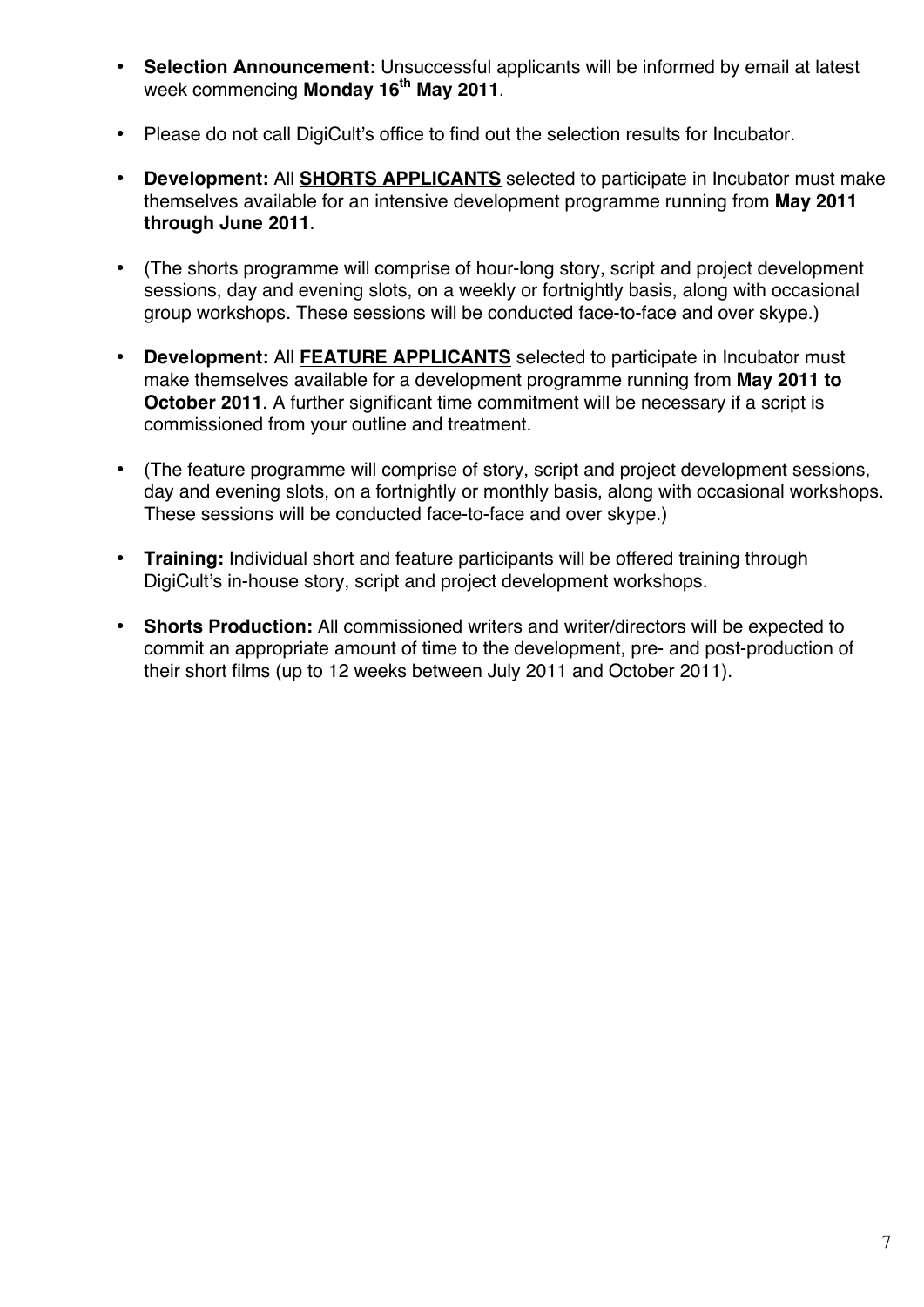- **Selection Announcement:** Unsuccessful applicants will be informed by email at latest week commencing **Monday 16th May 2011**.

- Please do not call DigiCult's office to find out the selection results for Incubator.

- **Development:** All **SHORTS APPLICANTS** selected to participate in Incubator must make themselves available for an intensive development programme running from **May 2011 through June 2011**.

- (The shorts programme will comprise of hour-long story, script and project development sessions, day and evening slots, on a weekly or fortnightly basis, along with occasional group workshops. These sessions will be conducted face-to-face and over skype.)

- **Development:** All **FEATURE APPLICANTS** selected to participate in Incubator must make themselves available for a development programme running from **May 2011 to October 2011**. A further significant time commitment will be necessary if a script is commissioned from your outline and treatment.

- (The feature programme will comprise of story, script and project development sessions, day and evening slots, on a fortnightly or monthly basis, along with occasional workshops. These sessions will be conducted face-to-face and over skype.)

- **Training:** Individual short and feature participants will be offered training through DigiCult's in-house story, script and project development workshops.

- **Shorts Production:** All commissioned writers and writer/directors will be expected to commit an appropriate amount of time to the development, pre- and post-production of their short films (up to 12 weeks between July 2011 and October 2011).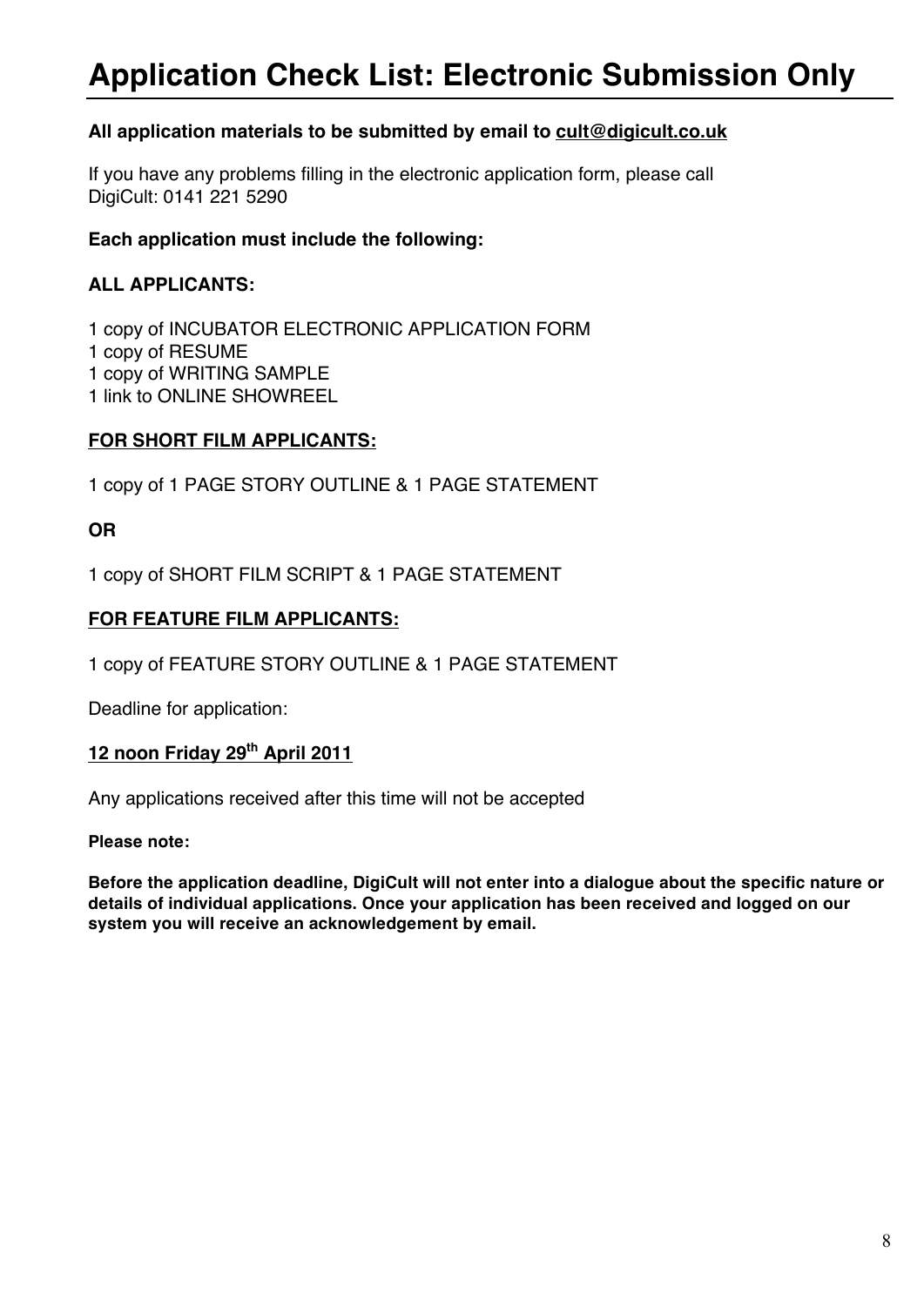# Application Check List: Electronic Submission Only

**All application materials to be submitted by email to cult@digicult.co.uk**

If you have any problems filling in the electronic application form, please call DigiCult: 0141 221 5290

**Each application must include the following:**

**ALL APPLICANTS:**

1 copy of INCUBATOR ELECTRONIC APPLICATION FORM
1 copy of RESUME
1 copy of WRITING SAMPLE
1 link to ONLINE SHOWREEL

**FOR SHORT FILM APPLICANTS:**

1 copy of 1 PAGE STORY OUTLINE & 1 PAGE STATEMENT

**OR**

1 copy of SHORT FILM SCRIPT & 1 PAGE STATEMENT

**FOR FEATURE FILM APPLICANTS:**

1 copy of FEATURE STORY OUTLINE & 1 PAGE STATEMENT

Deadline for application:

**12 noon Friday 29th April 2011**

Any applications received after this time will not be accepted

**Please note:**

**Before the application deadline, DigiCult will not enter into a dialogue about the specific nature or details of individual applications. Once your application has been received and logged on our system you will receive an acknowledgement by email.**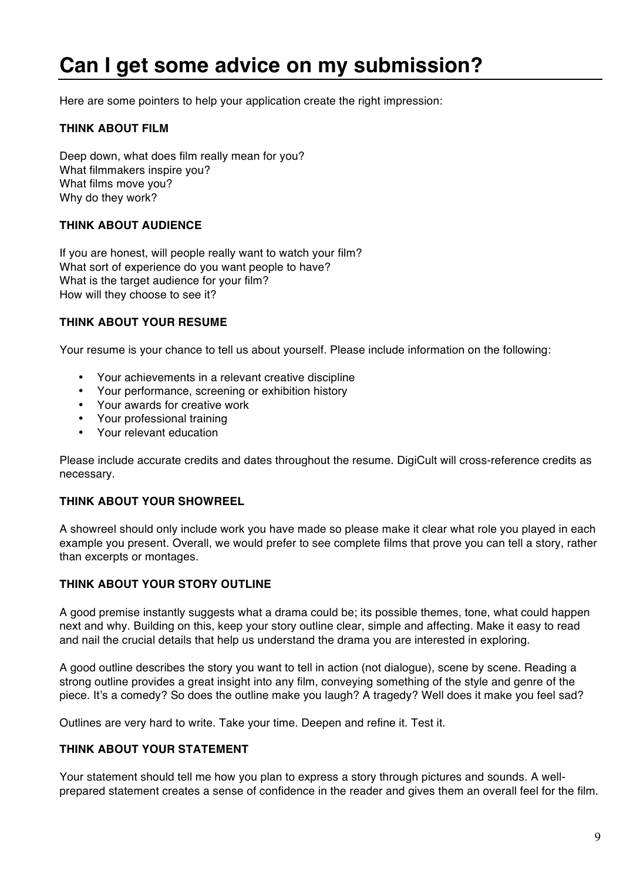# Can I get some advice on my submission?

Here are some pointers to help your application create the right impression:

**THINK ABOUT FILM**

Deep down, what does film really mean for you?
What filmmakers inspire you?
What films move you?
Why do they work?

**THINK ABOUT AUDIENCE**

If you are honest, will people really want to watch your film?
What sort of experience do you want people to have?
What is the target audience for your film?
How will they choose to see it?

**THINK ABOUT YOUR RESUME**

Your resume is your chance to tell us about yourself. Please include information on the following:

- Your achievements in a relevant creative discipline
- Your performance, screening or exhibition history
- Your awards for creative work
- Your professional training
- Your relevant education

Please include accurate credits and dates throughout the resume. DigiCult will cross-reference credits as necessary.

**THINK ABOUT YOUR SHOWREEL**

A showreel should only include work you have made so please make it clear what role you played in each example you present. Overall, we would prefer to see complete films that prove you can tell a story, rather than excerpts or montages.

**THINK ABOUT YOUR STORY OUTLINE**

A good premise instantly suggests what a drama could be; its possible themes, tone, what could happen next and why. Building on this, keep your story outline clear, simple and affecting. Make it easy to read and nail the crucial details that help us understand the drama you are interested in exploring.

A good outline describes the story you want to tell in action (not dialogue), scene by scene. Reading a strong outline provides a great insight into any film, conveying something of the style and genre of the piece. It's a comedy? So does the outline make you laugh? A tragedy? Well does it make you feel sad?

Outlines are very hard to write. Take your time. Deepen and refine it. Test it.

**THINK ABOUT YOUR STATEMENT**

Your statement should tell me how you plan to express a story through pictures and sounds. A well-prepared statement creates a sense of confidence in the reader and gives them an overall feel for the film.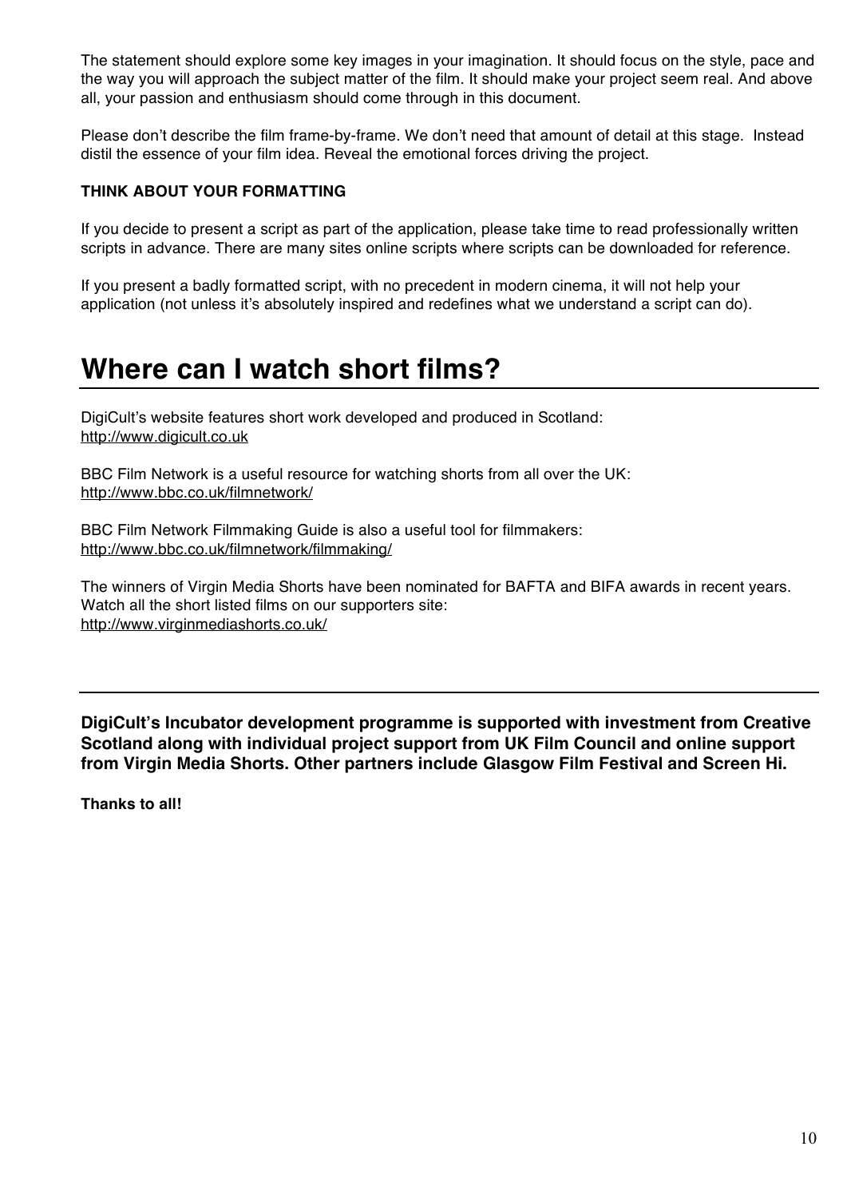The statement should explore some key images in your imagination. It should focus on the style, pace and the way you will approach the subject matter of the film. It should make your project seem real. And above all, your passion and enthusiasm should come through in this document.

Please don't describe the film frame-by-frame. We don't need that amount of detail at this stage. Instead distil the essence of your film idea. Reveal the emotional forces driving the project.

**THINK ABOUT YOUR FORMATTING**

If you decide to present a script as part of the application, please take time to read professionally written scripts in advance. There are many sites online scripts where scripts can be downloaded for reference.

If you present a badly formatted script, with no precedent in modern cinema, it will not help your application (not unless it's absolutely inspired and redefines what we understand a script can do).

# Where can I watch short films?

DigiCult's website features short work developed and produced in Scotland:
http://www.digicult.co.uk

BBC Film Network is a useful resource for watching shorts from all over the UK:
http://www.bbc.co.uk/filmnetwork/

BBC Film Network Filmmaking Guide is also a useful tool for filmmakers:
http://www.bbc.co.uk/filmnetwork/filmmaking/

The winners of Virgin Media Shorts have been nominated for BAFTA and BIFA awards in recent years. Watch all the short listed films on our supporters site:
http://www.virginmediashorts.co.uk/

---

**DigiCult's Incubator development programme is supported with investment from Creative Scotland along with individual project support from UK Film Council and online support from Virgin Media Shorts. Other partners include Glasgow Film Festival and Screen Hi.**

**Thanks to all!**